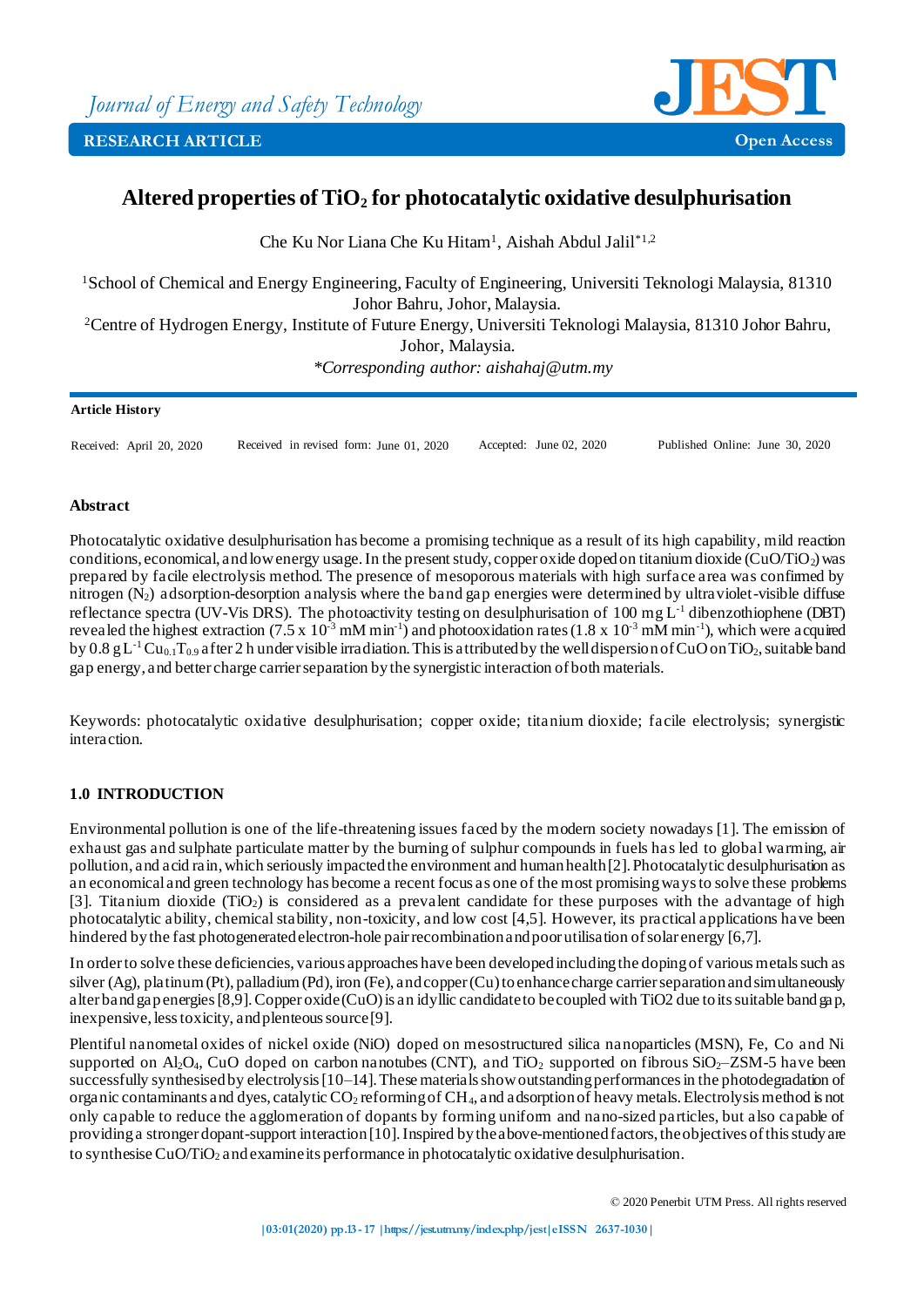*Journal of Energy and Safety Technology*

**RESEARCH ARTICLE** **Open Access**

# Altered properties of $TiO_2$ for photocatalytic oxidative desulphurisation

Che Ku Nor Liana Che Ku Hitam[1], Aishah Abdul Jalil*[1,2]

[1]School of Chemical and Energy Engineering, Faculty of Engineering, Universiti Teknologi Malaysia, 81310 Johor Bahru, Johor, Malaysia.

[2]Centre of Hydrogen Energy, Institute of Future Energy, Universiti Teknologi Malaysia, 81310 Johor Bahru, Johor, Malaysia.

*\*Corresponding author: aishahaj@utm.my*

**Article History**

Received: April 20, 2020 Received in revised form: June 01, 2020 Accepted: June 02, 2020 Published Online: June 30, 2020

## Abstract

Photocatalytic oxidative desulphurisation has become a promising technique as a result of its high capability, mild reaction conditions, economical, and low energy usage. In the present study, copper oxide doped on titanium dioxide ($CuO/TiO_2$) was prepared by facile electrolysis method. The presence of mesoporous materials with high surface area was confirmed by nitrogen ($N_2$) adsorption-desorption analysis where the band gap energies were determined by ultraviolet-visible diffuse reflectance spectra (UV-Vis DRS). The photoactivity testing on desulphurisation of 100 mg $L^{-1}$ dibenzothiophene (DBT) revealed the highest extraction (7.5 x $10^{-3}$ mM $min^{-1}$) and photooxidation rates (1.8 x $10^{-3}$ mM $min^{-1}$), which were acquired by 0.8 g $L^{-1}$ $Cu_{0.1}T_{0.9}$ after 2 h under visible irradiation. This is attributed by the well dispersion of CuO on $TiO_2$, suitable band gap energy, and better charge carrier separation by the synergistic interaction of both materials.

Keywords: photocatalytic oxidative desulphurisation; copper oxide; titanium dioxide; facile electrolysis; synergistic interaction.

## 1.0 INTRODUCTION

Environmental pollution is one of the life-threatening issues faced by the modern society nowadays [1]. The emission of exhaust gas and sulphate particulate matter by the burning of sulphur compounds in fuels has led to global warming, air pollution, and acid rain, which seriously impacted the environment and human health [2]. Photocatalytic desulphurisation as an economical and green technology has become a recent focus as one of the most promising ways to solve these problems [3]. Titanium dioxide ($TiO_2$) is considered as a prevalent candidate for these purposes with the advantage of high photocatalytic ability, chemical stability, non-toxicity, and low cost [4,5]. However, its practical applications have been hindered by the fast photogenerated electron-hole pair recombination and poor utilisation of solar energy [6,7].

In order to solve these deficiencies, various approaches have been developed including the doping of various metals such as silver (Ag), platinum (Pt), palladium (Pd), iron (Fe), and copper (Cu) to enhance charge carrier separation and simultaneously alter band gap energies [8,9]. Copper oxide (CuO) is an idyllic candidate to be coupled with TiO2 due to its suitable band gap, inexpensive, less toxicity, and plenteous source [9].

Plentiful nanometal oxides of nickel oxide (NiO) doped on mesostructured silica nanoparticles (MSN), Fe, Co and Ni supported on $Al_2O_4$, CuO doped on carbon nanotubes (CNT), and $TiO_2$ supported on fibrous $SiO_2$–ZSM-5 have been successfully synthesised by electrolysis [10–14]. These materials show outstanding performances in the photodegradation of organic contaminants and dyes, catalytic $CO_2$ reforming of $CH_4$, and adsorption of heavy metals. Electrolysis method is not only capable to reduce the agglomeration of dopants by forming uniform and nano-sized particles, but also capable of providing a stronger dopant-support interaction [10]. Inspired by the above-mentioned factors, the objectives of this study are to synthesise $CuO/TiO_2$ and examine its performance in photocatalytic oxidative desulphurisation.

© 2020 Penerbit UTM Press. All rights reserved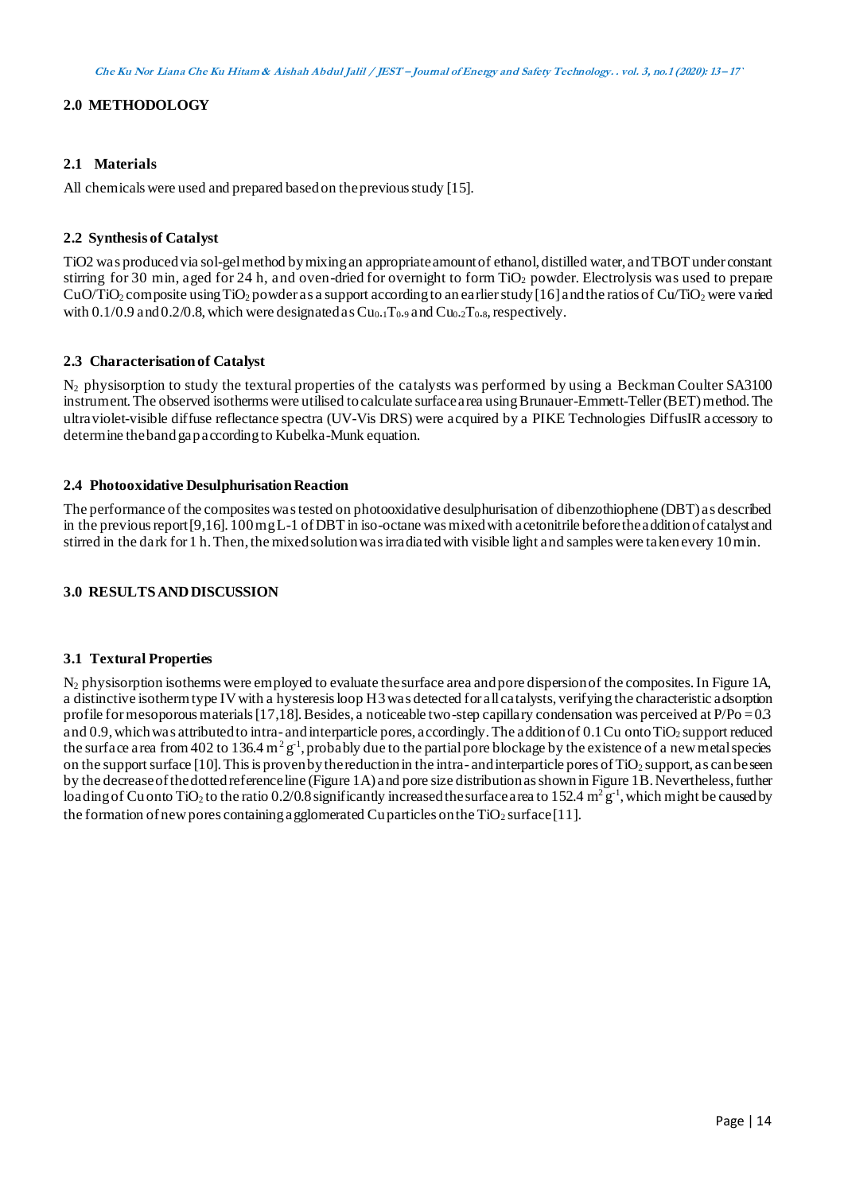## 2.0 METHODOLOGY

### 2.1 Materials

All chemicals were used and prepared based on the previous study [15].

### 2.2 Synthesis of Catalyst

TiO2 was produced via sol-gel method by mixing an appropriate amount of ethanol, distilled water, and TBOT under constant stirring for 30 min, aged for 24 h, and oven-dried for overnight to form $TiO_2$ powder. Electrolysis was used to prepare $CuO/TiO_2$ composite using $TiO_2$ powder as a support according to an earlier study [16] and the ratios of $Cu/TiO_2$ were varied with 0.1/0.9 and 0.2/0.8, which were designated as $Cu_{0.1}T_{0.9}$ and $Cu_{0.2}T_{0.8}$, respectively.

### 2.3 Characterisation of Catalyst

$N_2$ physisorption to study the textural properties of the catalysts was performed by using a Beckman Coulter SA3100 instrument. The observed isotherms were utilised to calculate surface area using Brunauer-Emmett-Teller (BET) method. The ultraviolet-visible diffuse reflectance spectra (UV-Vis DRS) were acquired by a PIKE Technologies DiffusIR accessory to determine the band gap according to Kubelka-Munk equation.

### 2.4 Photooxidative Desulphurisation Reaction

The performance of the composites was tested on photooxidative desulphurisation of dibenzothiophene (DBT) as described in the previous report [9,16]. 100 mg L-1 of DBT in iso-octane was mixed with acetonitrile before the addition of catalyst and stirred in the dark for 1 h. Then, the mixed solution was irradiated with visible light and samples were taken every 10 min.

## 3.0 RESULTS AND DISCUSSION

### 3.1 Textural Properties

$N_2$ physisorption isotherms were employed to evaluate the surface area and pore dispersion of the composites. In Figure 1A, a distinctive isotherm type IV with a hysteresis loop H3 was detected for all catalysts, verifying the characteristic adsorption profile for mesoporous materials [17,18]. Besides, a noticeable two-step capillary condensation was perceived at $P/Po = 0.3$ and 0.9, which was attributed to intra- and interparticle pores, accordingly. The addition of 0.1 Cu onto $TiO_2$ support reduced the surface area from 402 to 136.4 $m^2\,g^{-1}$, probably due to the partial pore blockage by the existence of a new metal species on the support surface [10]. This is proven by the reduction in the intra- and interparticle pores of $TiO_2$ support, as can be seen by the decrease of the dotted reference line (Figure 1A) and pore size distribution as shown in Figure 1B. Nevertheless, further loading of Cu onto $TiO_2$ to the ratio 0.2/0.8 significantly increased the surface area to 152.4 $m^2\,g^{-1}$, which might be caused by the formation of new pores containing agglomerated Cu particles on the $TiO_2$ surface [11].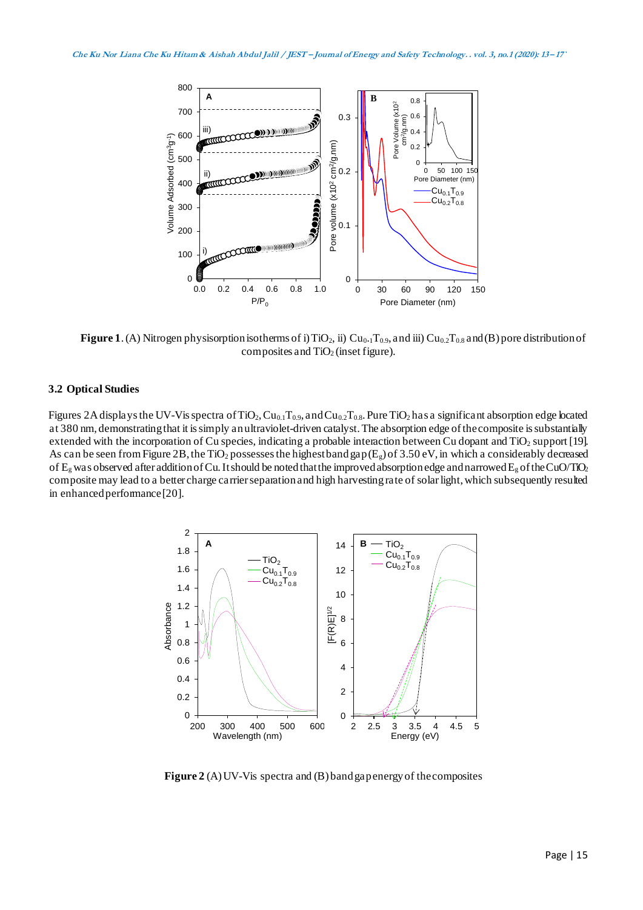**Figure 1**. (A) Nitrogen physisorption isotherms of i) $TiO_2$, ii) $Cu_{0.1}T_{0.9}$, and iii) $Cu_{0.2}T_{0.8}$ and (B) pore distribution of composites and $TiO_2$ (inset figure).

### 3.2 Optical Studies

Figures 2A displays the UV-Vis spectra of $TiO_2$, $Cu_{0.1}T_{0.9}$, and $Cu_{0.2}T_{0.8}$. Pure $TiO_2$ has a significant absorption edge located at 380 nm, demonstrating that it is simply an ultraviolet-driven catalyst. The absorption edge of the composite is substantially extended with the incorporation of Cu species, indicating a probable interaction between Cu dopant and $TiO_2$ support [19]. As can be seen from Figure 2B, the $TiO_2$ possesses the highest band gap ($E_g$) of 3.50 eV, in which a considerably decreased of $E_g$ was observed after addition of Cu. It should be noted that the improved absorption edge and narrowed $E_g$ of the $CuO/TiO_2$ composite may lead to a better charge carrier separation and high harvesting rate of solar light, which subsequently resulted in enhanced performance [20].

**Figure 2** (A) UV-Vis spectra and (B) band gap energy of the composites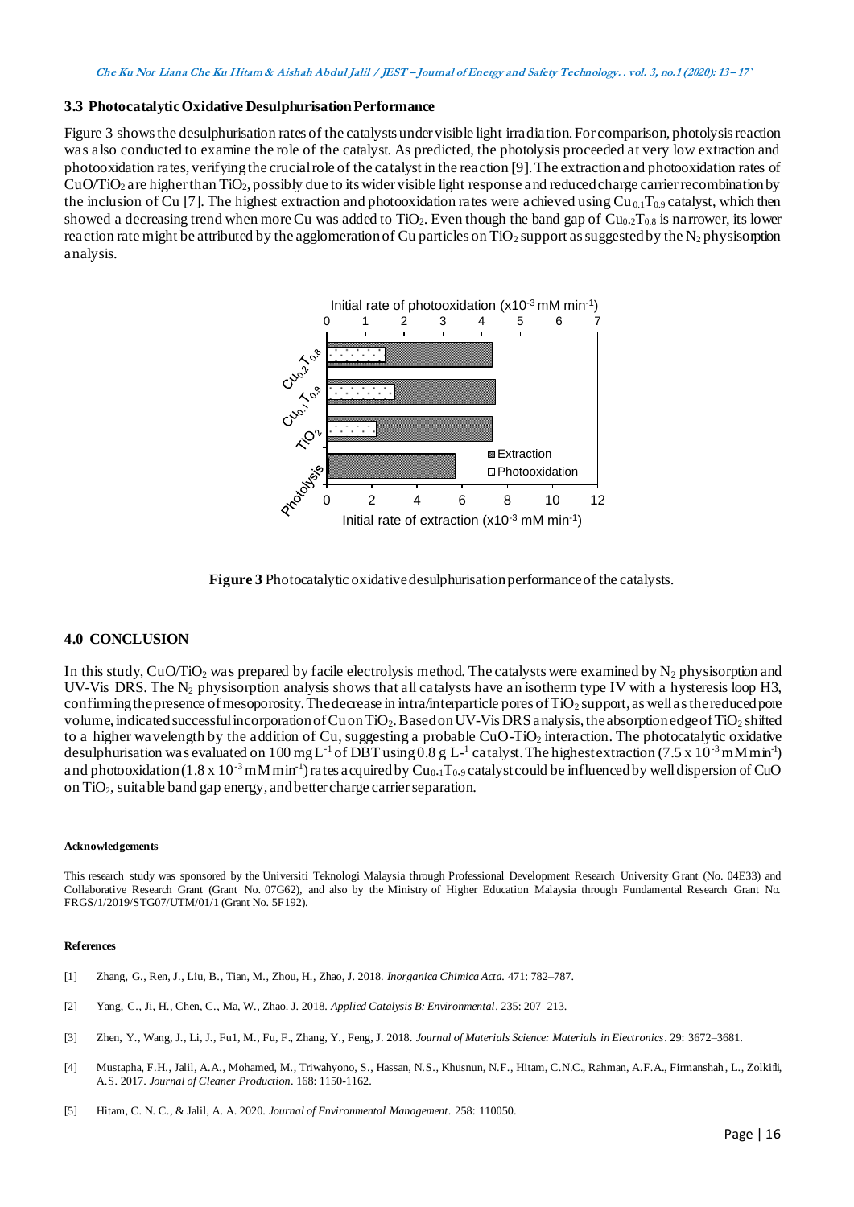### 3.3 Photocatalytic Oxidative Desulphurisation Performance

Figure 3 shows the desulphurisation rates of the catalysts under visible light irradiation. For comparison, photolysis reaction was also conducted to examine the role of the catalyst. As predicted, the photolysis proceeded at very low extraction and photooxidation rates, verifying the crucial role of the catalyst in the reaction [9]. The extraction and photooxidation rates of $CuO/TiO_2$ are higher than $TiO_2$, possibly due to its wider visible light response and reduced charge carrier recombination by the inclusion of Cu [7]. The highest extraction and photooxidation rates were achieved using $Cu_{0.1}T_{0.9}$ catalyst, which then showed a decreasing trend when more Cu was added to $TiO_2$. Even though the band gap of $Cu_{0.2}T_{0.8}$ is narrower, its lower reaction rate might be attributed by the agglomeration of Cu particles on $TiO_2$ support as suggested by the $N_2$ physisorption analysis.

**Figure 3** Photocatalytic oxidative desulphurisation performance of the catalysts.

## 4.0 CONCLUSION

In this study, $CuO/TiO_2$ was prepared by facile electrolysis method. The catalysts were examined by $N_2$ physisorption and UV-Vis DRS. The $N_2$ physisorption analysis shows that all catalysts have an isotherm type IV with a hysteresis loop H3, confirming the presence of mesoporosity. The decrease in intra/interparticle pores of $TiO_2$ support, as well as the reduced pore volume, indicated successful incorporation of Cu on $TiO_2$. Based on UV-Vis DRS analysis, the absorption edge of $TiO_2$ shifted to a higher wavelength by the addition of Cu, suggesting a probable $CuO$-$TiO_2$ interaction. The photocatalytic oxidative desulphurisation was evaluated on 100 mg $L^{-1}$ of DBT using 0.8 g $L^{-1}$ catalyst. The highest extraction ($7.5 \times 10^{-3}$ mM $min^{-1}$) and photooxidation ($1.8 \times 10^{-3}$ mM $min^{-1}$) rates acquired by $Cu_{0.1}T_{0.9}$ catalyst could be influenced by well dispersion of CuO on $TiO_2$, suitable band gap energy, and better charge carrier separation.

#### Acknowledgements

This research study was sponsored by the Universiti Teknologi Malaysia through Professional Development Research University Grant (No. 04E33) and Collaborative Research Grant (Grant No. 07G62), and also by the Ministry of Higher Education Malaysia through Fundamental Research Grant No. FRGS/1/2019/STG07/UTM/01/1 (Grant No. 5F192).

#### References

[1] Zhang, G., Ren, J., Liu, B., Tian, M., Zhou, H., Zhao, J. 2018. *Inorganica Chimica Acta.* 471: 782–787.

[2] Yang, C., Ji, H., Chen, C., Ma, W., Zhao. J. 2018. *Applied Catalysis B: Environmental*. 235: 207–213.

[3] Zhen, Y., Wang, J., Li, J., Fu1, M., Fu, F., Zhang, Y., Feng, J. 2018. *Journal of Materials Science: Materials in Electronics*. 29: 3672–3681.

[4] Mustapha, F.H., Jalil, A.A., Mohamed, M., Triwahyono, S., Hassan, N.S., Khusnun, N.F., Hitam, C.N.C., Rahman, A.F.A., Firmanshah, L., Zolkifli, A.S. 2017. *Journal of Cleaner Production*. 168: 1150-1162.

[5] Hitam, C. N. C., & Jalil, A. A. 2020. *Journal of Environmental Management*. 258: 110050.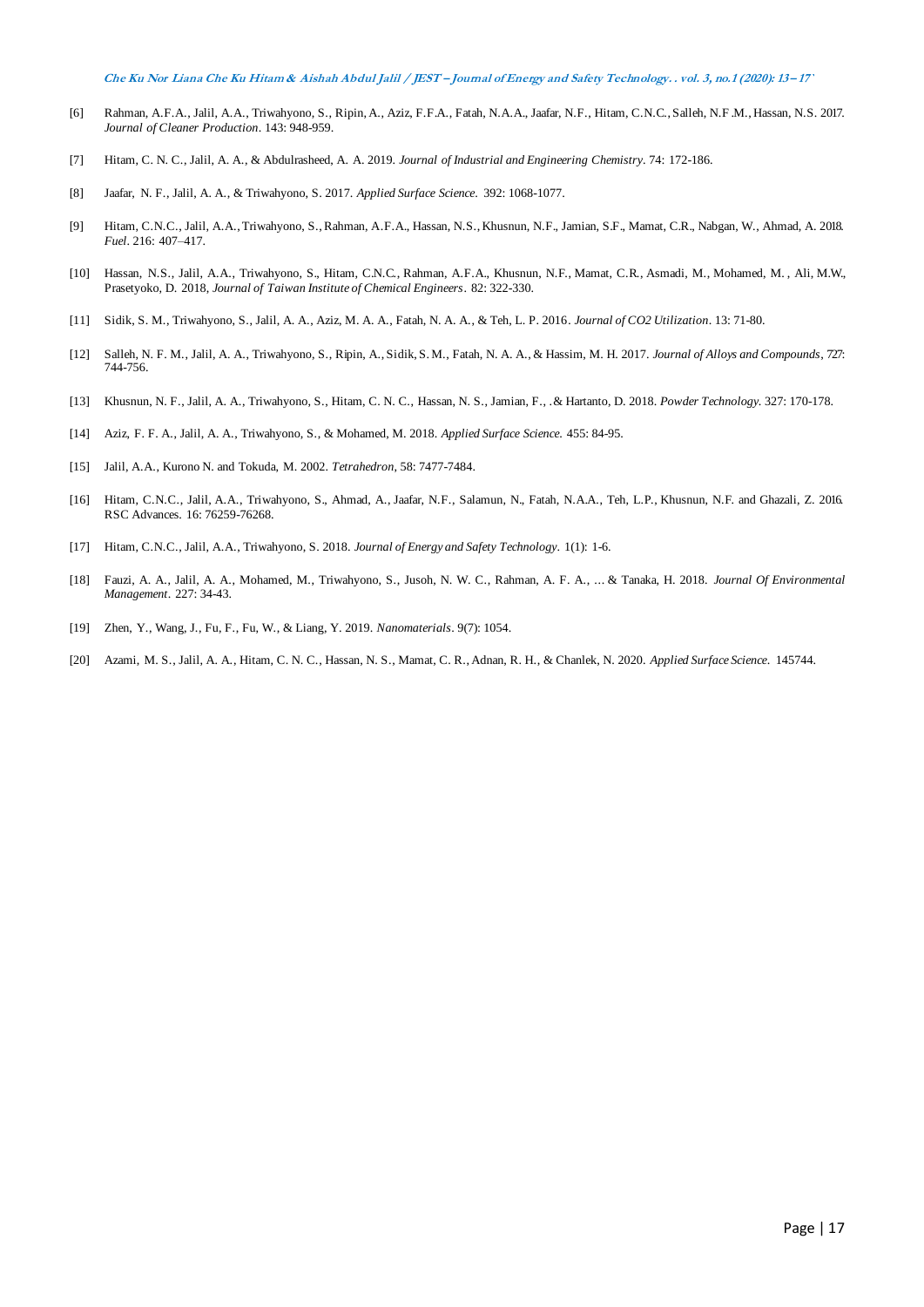[6] Rahman, A.F.A., Jalil, A.A., Triwahyono, S., Ripin, A., Aziz, F.F.A., Fatah, N.A.A., Jaafar, N.F., Hitam, C.N.C., Salleh, N.F.M., Hassan, N.S. 2017. *Journal of Cleaner Production*. 143: 948-959.

[7] Hitam, C. N. C., Jalil, A. A., & Abdulrasheed, A. A. 2019. *Journal of Industrial and Engineering Chemistry*. 74: 172-186.

[8] Jaafar, N. F., Jalil, A. A., & Triwahyono, S. 2017. *Applied Surface Science*. 392: 1068-1077.

[9] Hitam, C.N.C., Jalil, A.A., Triwahyono, S., Rahman, A.F.A., Hassan, N.S., Khusnun, N.F., Jamian, S.F., Mamat, C.R., Nabgan, W., Ahmad, A. 2018. *Fuel*. 216: 407–417.

[10] Hassan, N.S., Jalil, A.A., Triwahyono, S., Hitam, C.N.C., Rahman, A.F.A., Khusnun, N.F., Mamat, C.R., Asmadi, M., Mohamed, M. , Ali, M.W., Prasetyoko, D. 2018, *Journal of Taiwan Institute of Chemical Engineers*. 82: 322-330.

[11] Sidik, S. M., Triwahyono, S., Jalil, A. A., Aziz, M. A. A., Fatah, N. A. A., & Teh, L. P. 2016. *Journal of CO2 Utilization*. 13: 71-80.

[12] Salleh, N. F. M., Jalil, A. A., Triwahyono, S., Ripin, A., Sidik, S. M., Fatah, N. A. A., & Hassim, M. H. 2017. *Journal of Alloys and Compounds*, 727: 744-756.

[13] Khusnun, N. F., Jalil, A. A., Triwahyono, S., Hitam, C. N. C., Hassan, N. S., Jamian, F., .& Hartanto, D. 2018. *Powder Technology*. 327: 170-178.

[14] Aziz, F. F. A., Jalil, A. A., Triwahyono, S., & Mohamed, M. 2018. *Applied Surface Science*. 455: 84-95.

[15] Jalil, A.A., Kurono N. and Tokuda, M. 2002. *Tetrahedron*, 58: 7477-7484.

[16] Hitam, C.N.C., Jalil, A.A., Triwahyono, S., Ahmad, A., Jaafar, N.F., Salamun, N., Fatah, N.A.A., Teh, L.P., Khusnun, N.F. and Ghazali, Z. 2016. RSC Advances. 16: 76259-76268.

[17] Hitam, C.N.C., Jalil, A.A., Triwahyono, S. 2018. *Journal of Energy and Safety Technology*. 1(1): 1-6.

[18] Fauzi, A. A., Jalil, A. A., Mohamed, M., Triwahyono, S., Jusoh, N. W. C., Rahman, A. F. A., ... & Tanaka, H. 2018. *Journal Of Environmental Management*. 227: 34-43.

[19] Zhen, Y., Wang, J., Fu, F., Fu, W., & Liang, Y. 2019. *Nanomaterials*. 9(7): 1054.

[20] Azami, M. S., Jalil, A. A., Hitam, C. N. C., Hassan, N. S., Mamat, C. R., Adnan, R. H., & Chanlek, N. 2020. *Applied Surface Science*. 145744.